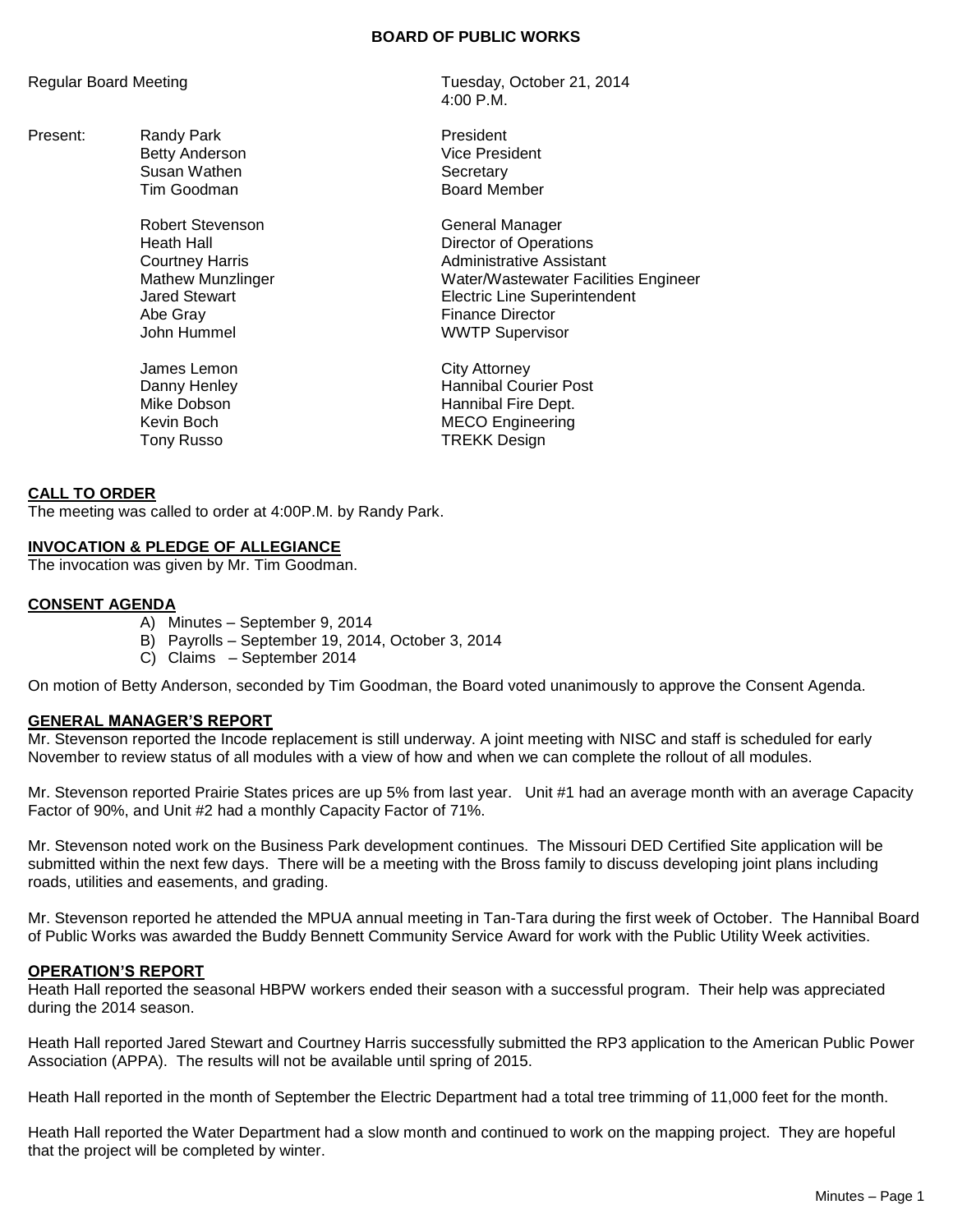# BOARD OF PUBLIC WORKS

Regular Board Meeting — Tuesday, October 21, 2014, 4:00 P.M.

| Present: | | |
|---|---|---|
| | Randy Park | President |
| | Betty Anderson | Vice President |
| | Susan Wathen | Secretary |
| | Tim Goodman | Board Member |
| | | |
| | Robert Stevenson | General Manager |
| | Heath Hall | Director of Operations |
| | Courtney Harris | Administrative Assistant |
| | Mathew Munzlinger | Water/Wastewater Facilities Engineer |
| | Jared Stewart | Electric Line Superintendent |
| | Abe Gray | Finance Director |
| | John Hummel | WWTP Supervisor |
| | | |
| | James Lemon | City Attorney |
| | Danny Henley | Hannibal Courier Post |
| | Mike Dobson | Hannibal Fire Dept. |
| | Kevin Boch | MECO Engineering |
| | Tony Russo | TREKK Design |

## CALL TO ORDER

The meeting was called to order at 4:00P.M. by Randy Park.

## INVOCATION & PLEDGE OF ALLEGIANCE

The invocation was given by Mr. Tim Goodman.

## CONSENT AGENDA

A) Minutes – September 9, 2014
B) Payrolls – September 19, 2014, October 3, 2014
C) Claims – September 2014

On motion of Betty Anderson, seconded by Tim Goodman, the Board voted unanimously to approve the Consent Agenda.

## GENERAL MANAGER'S REPORT

Mr. Stevenson reported the Incode replacement is still underway. A joint meeting with NISC and staff is scheduled for early November to review status of all modules with a view of how and when we can complete the rollout of all modules.

Mr. Stevenson reported Prairie States prices are up 5% from last year. Unit #1 had an average month with an average Capacity Factor of 90%, and Unit #2 had a monthly Capacity Factor of 71%.

Mr. Stevenson noted work on the Business Park development continues. The Missouri DED Certified Site application will be submitted within the next few days. There will be a meeting with the Bross family to discuss developing joint plans including roads, utilities and easements, and grading.

Mr. Stevenson reported he attended the MPUA annual meeting in Tan-Tara during the first week of October. The Hannibal Board of Public Works was awarded the Buddy Bennett Community Service Award for work with the Public Utility Week activities.

## OPERATION'S REPORT

Heath Hall reported the seasonal HBPW workers ended their season with a successful program. Their help was appreciated during the 2014 season.

Heath Hall reported Jared Stewart and Courtney Harris successfully submitted the RP3 application to the American Public Power Association (APPA). The results will not be available until spring of 2015.

Heath Hall reported in the month of September the Electric Department had a total tree trimming of 11,000 feet for the month.

Heath Hall reported the Water Department had a slow month and continued to work on the mapping project. They are hopeful that the project will be completed by winter.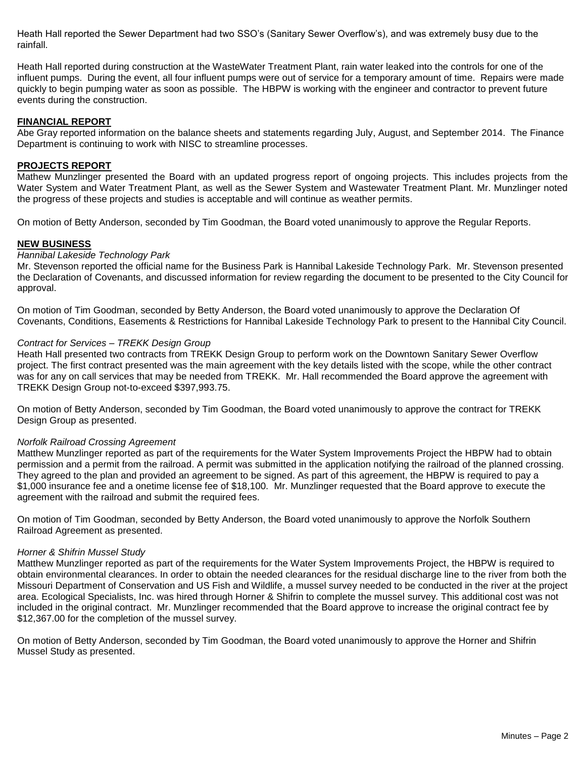Heath Hall reported the Sewer Department had two SSO's (Sanitary Sewer Overflow's), and was extremely busy due to the rainfall.

Heath Hall reported during construction at the WasteWater Treatment Plant, rain water leaked into the controls for one of the influent pumps. During the event, all four influent pumps were out of service for a temporary amount of time. Repairs were made quickly to begin pumping water as soon as possible. The HBPW is working with the engineer and contractor to prevent future events during the construction.

**FINANCIAL REPORT**

Abe Gray reported information on the balance sheets and statements regarding July, August, and September 2014. The Finance Department is continuing to work with NISC to streamline processes.

**PROJECTS REPORT**

Mathew Munzlinger presented the Board with an updated progress report of ongoing projects. This includes projects from the Water System and Water Treatment Plant, as well as the Sewer System and Wastewater Treatment Plant. Mr. Munzlinger noted the progress of these projects and studies is acceptable and will continue as weather permits.

On motion of Betty Anderson, seconded by Tim Goodman, the Board voted unanimously to approve the Regular Reports.

**NEW BUSINESS**

*Hannibal Lakeside Technology Park*

Mr. Stevenson reported the official name for the Business Park is Hannibal Lakeside Technology Park. Mr. Stevenson presented the Declaration of Covenants, and discussed information for review regarding the document to be presented to the City Council for approval.

On motion of Tim Goodman, seconded by Betty Anderson, the Board voted unanimously to approve the Declaration Of Covenants, Conditions, Easements & Restrictions for Hannibal Lakeside Technology Park to present to the Hannibal City Council.

*Contract for Services – TREKK Design Group*

Heath Hall presented two contracts from TREKK Design Group to perform work on the Downtown Sanitary Sewer Overflow project. The first contract presented was the main agreement with the key details listed with the scope, while the other contract was for any on call services that may be needed from TREKK. Mr. Hall recommended the Board approve the agreement with TREKK Design Group not-to-exceed $397,993.75.

On motion of Betty Anderson, seconded by Tim Goodman, the Board voted unanimously to approve the contract for TREKK Design Group as presented.

*Norfolk Railroad Crossing Agreement*

Matthew Munzlinger reported as part of the requirements for the Water System Improvements Project the HBPW had to obtain permission and a permit from the railroad. A permit was submitted in the application notifying the railroad of the planned crossing. They agreed to the plan and provided an agreement to be signed. As part of this agreement, the HBPW is required to pay a $1,000 insurance fee and a onetime license fee of $18,100. Mr. Munzlinger requested that the Board approve to execute the agreement with the railroad and submit the required fees.

On motion of Tim Goodman, seconded by Betty Anderson, the Board voted unanimously to approve the Norfolk Southern Railroad Agreement as presented.

*Horner & Shifrin Mussel Study*

Matthew Munzlinger reported as part of the requirements for the Water System Improvements Project, the HBPW is required to obtain environmental clearances. In order to obtain the needed clearances for the residual discharge line to the river from both the Missouri Department of Conservation and US Fish and Wildlife, a mussel survey needed to be conducted in the river at the project area. Ecological Specialists, Inc. was hired through Horner & Shifrin to complete the mussel survey. This additional cost was not included in the original contract. Mr. Munzlinger recommended that the Board approve to increase the original contract fee by $12,367.00 for the completion of the mussel survey.

On motion of Betty Anderson, seconded by Tim Goodman, the Board voted unanimously to approve the Horner and Shifrin Mussel Study as presented.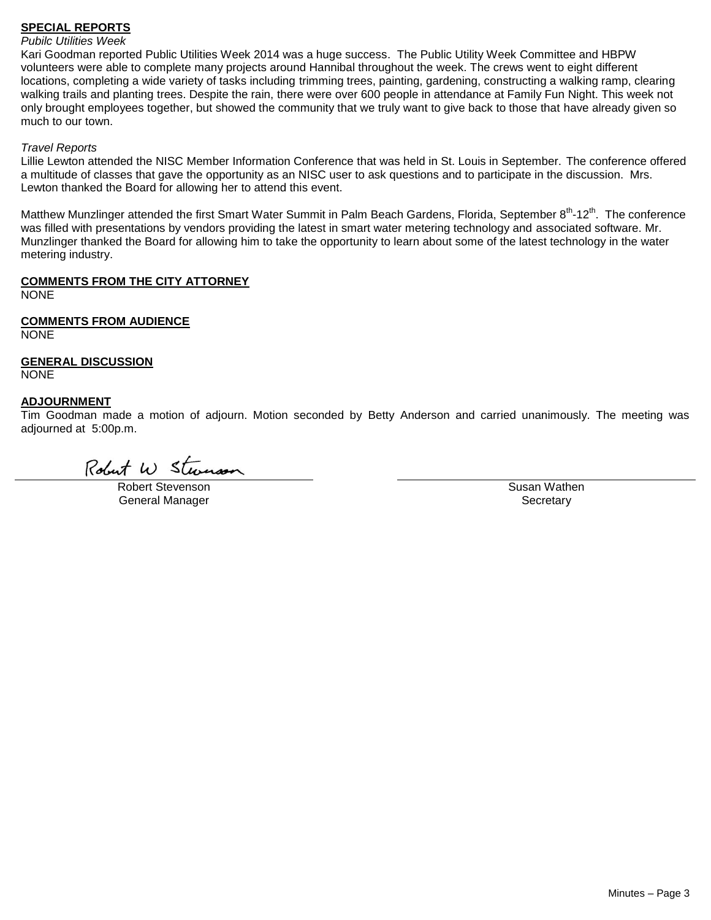**SPECIAL REPORTS**

*Pubilc Utilities Week*

Kari Goodman reported Public Utilities Week 2014 was a huge success. The Public Utility Week Committee and HBPW volunteers were able to complete many projects around Hannibal throughout the week. The crews went to eight different locations, completing a wide variety of tasks including trimming trees, painting, gardening, constructing a walking ramp, clearing walking trails and planting trees. Despite the rain, there were over 600 people in attendance at Family Fun Night. This week not only brought employees together, but showed the community that we truly want to give back to those that have already given so much to our town.

*Travel Reports*

Lillie Lewton attended the NISC Member Information Conference that was held in St. Louis in September. The conference offered a multitude of classes that gave the opportunity as an NISC user to ask questions and to participate in the discussion. Mrs. Lewton thanked the Board for allowing her to attend this event.

Matthew Munzlinger attended the first Smart Water Summit in Palm Beach Gardens, Florida, September 8th-12th. The conference was filled with presentations by vendors providing the latest in smart water metering technology and associated software. Mr. Munzlinger thanked the Board for allowing him to take the opportunity to learn about some of the latest technology in the water metering industry.

**COMMENTS FROM THE CITY ATTORNEY**

NONE

**COMMENTS FROM AUDIENCE**

NONE

**GENERAL DISCUSSION**

NONE

**ADJOURNMENT**

Tim Goodman made a motion of adjourn. Motion seconded by Betty Anderson and carried unanimously. The meeting was adjourned at 5:00p.m.

Robert W Stevenson

Robert Stevenson
General Manager

Susan Wathen
Secretary